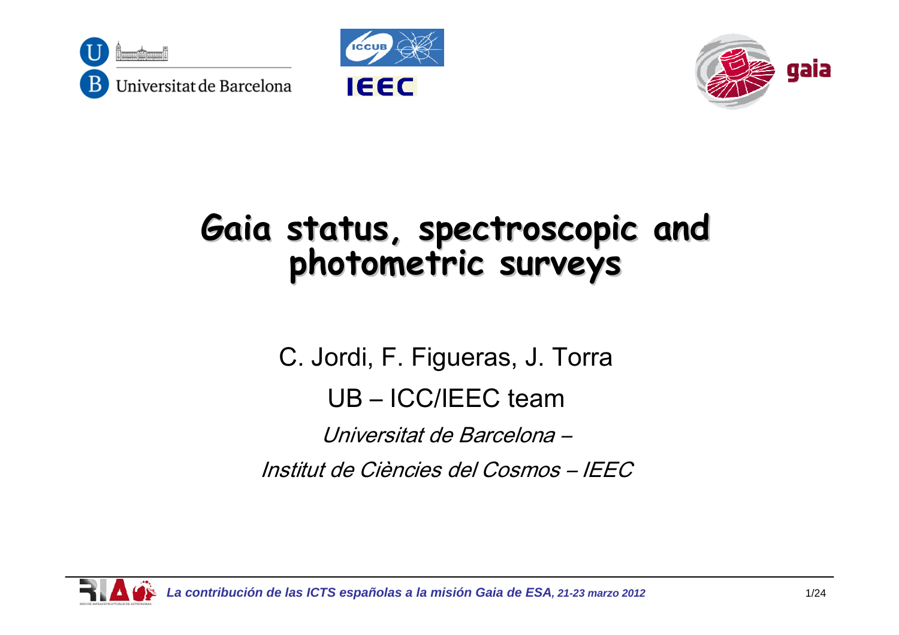# Gaia status, spectroscopic and photometric surveys

C. Jordi, F. Figueras, J. Torra

UB – ICC/IEEC team

*Universitat de Barcelona –*

*Institut de Ciències del Cosmos – IEEC*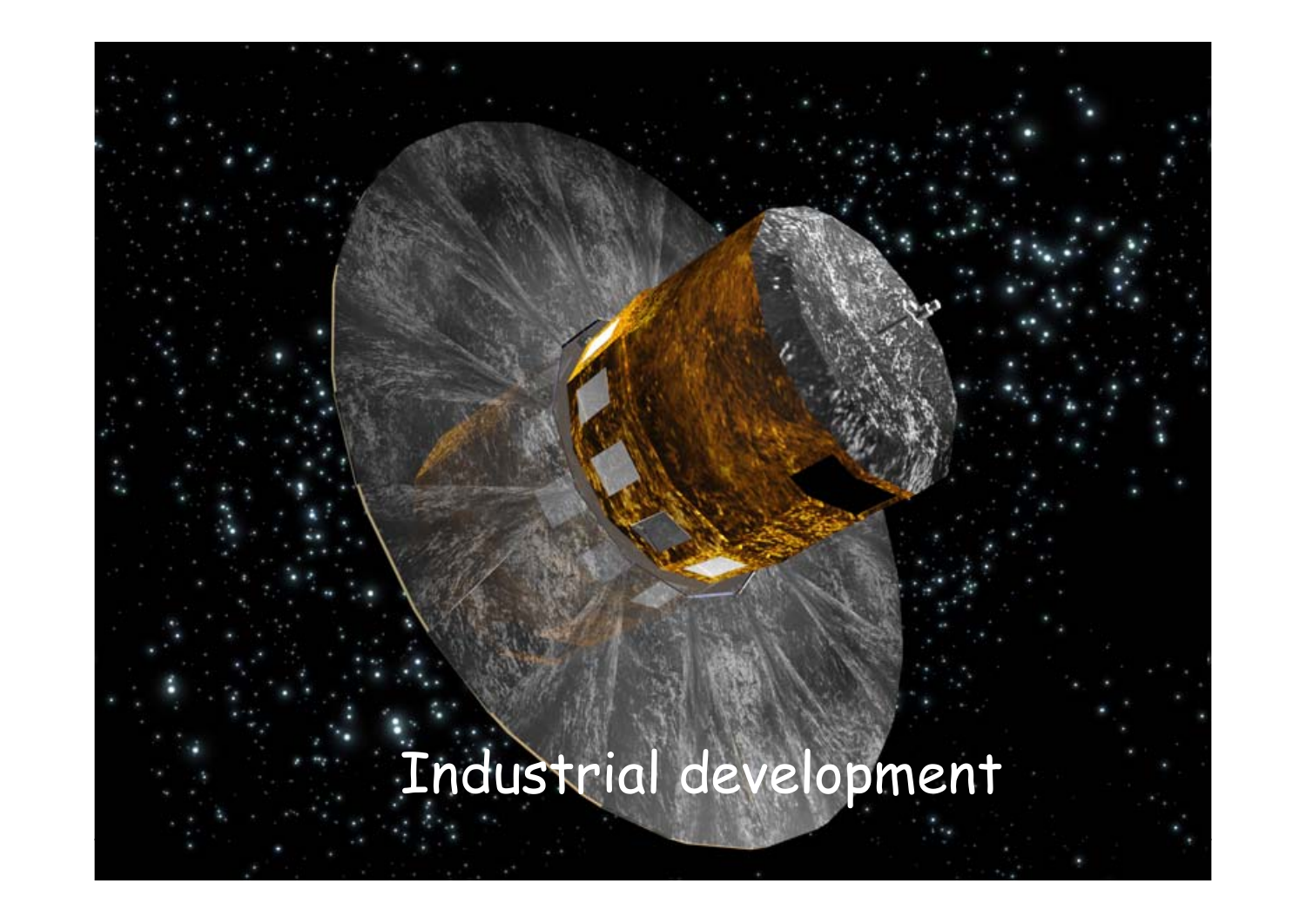# Industrial development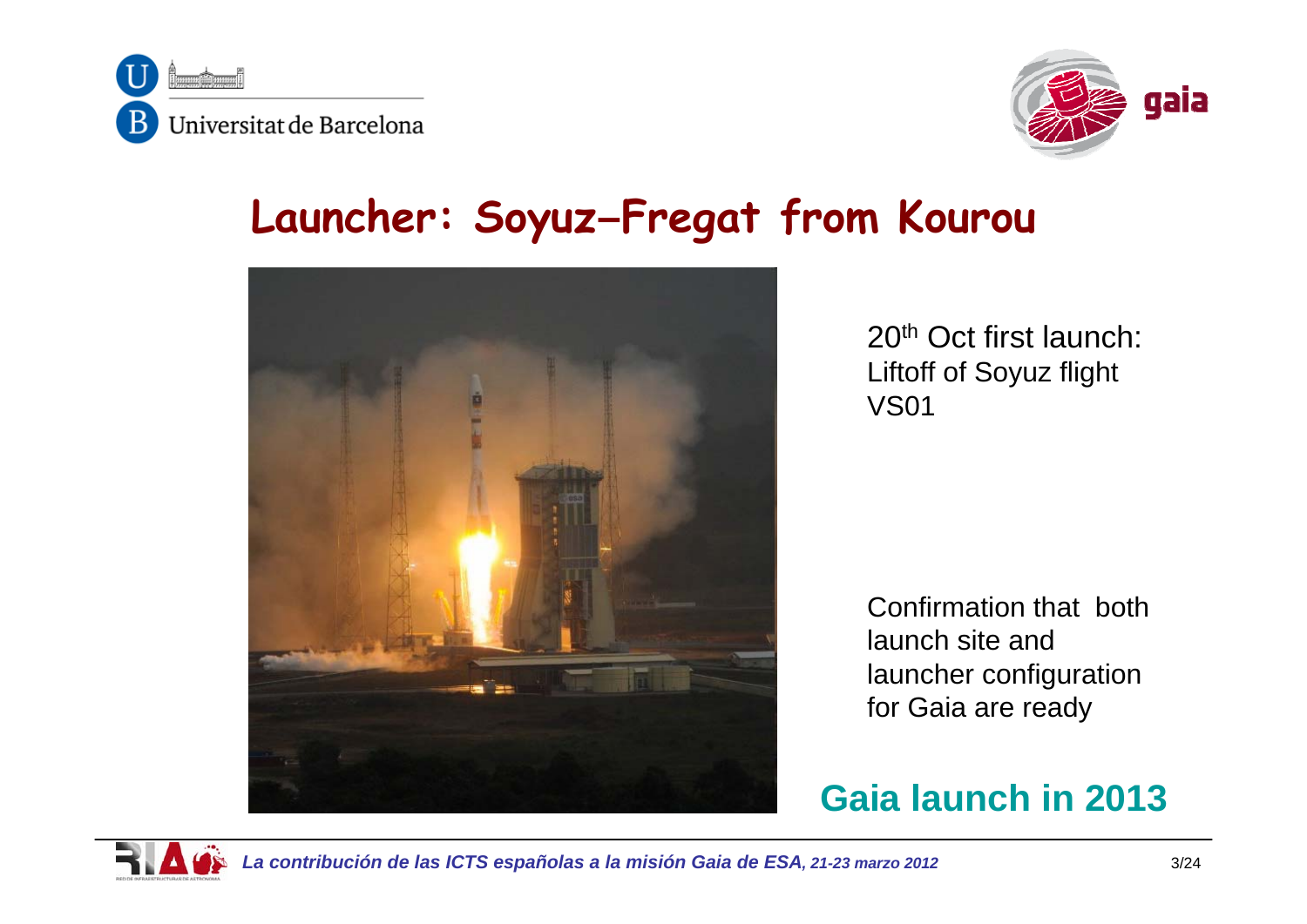# Launcher: Soyuz–Fregat from Kourou

20th Oct first launch: Liftoff of Soyuz flight VS01

Confirmation that both launch site and launcher configuration for Gaia are ready

**Gaia launch in 2013**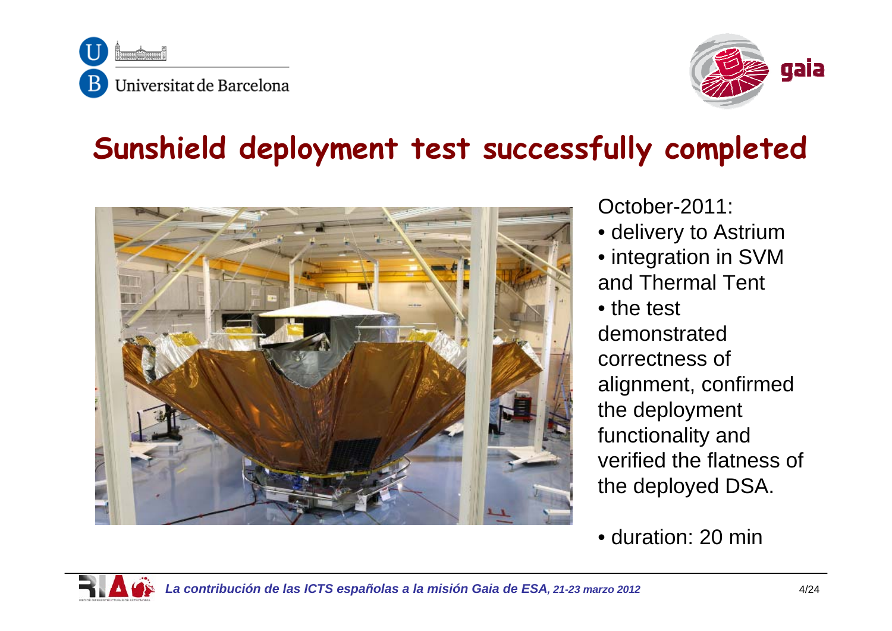# Sunshield deployment test successfully completed

October-2011:

- delivery to Astrium
- integration in SVM and Thermal Tent
- the test demonstrated correctness of alignment, confirmed the deployment functionality and verified the flatness of the deployed DSA.

- duration: 20 min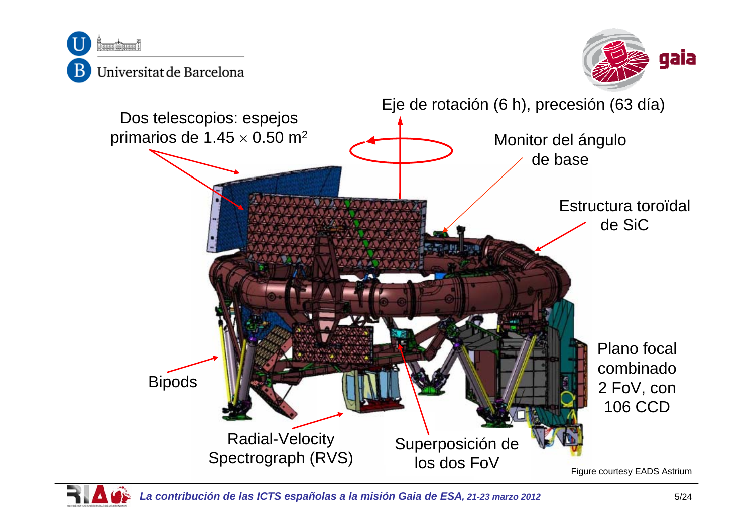Eje de rotación (6 h), precesión (63 día)

Dos telescopios: espejos primarios de 1.45 × 0.50 m$^2$

Monitor del ángulo de base

Estructura toroïdal de SiC

Plano focal combinado 2 FoV, con 106 CCD

Bipods

Radial-Velocity Spectrograph (RVS)

Superposición de los dos FoV

Figure courtesy EADS Astrium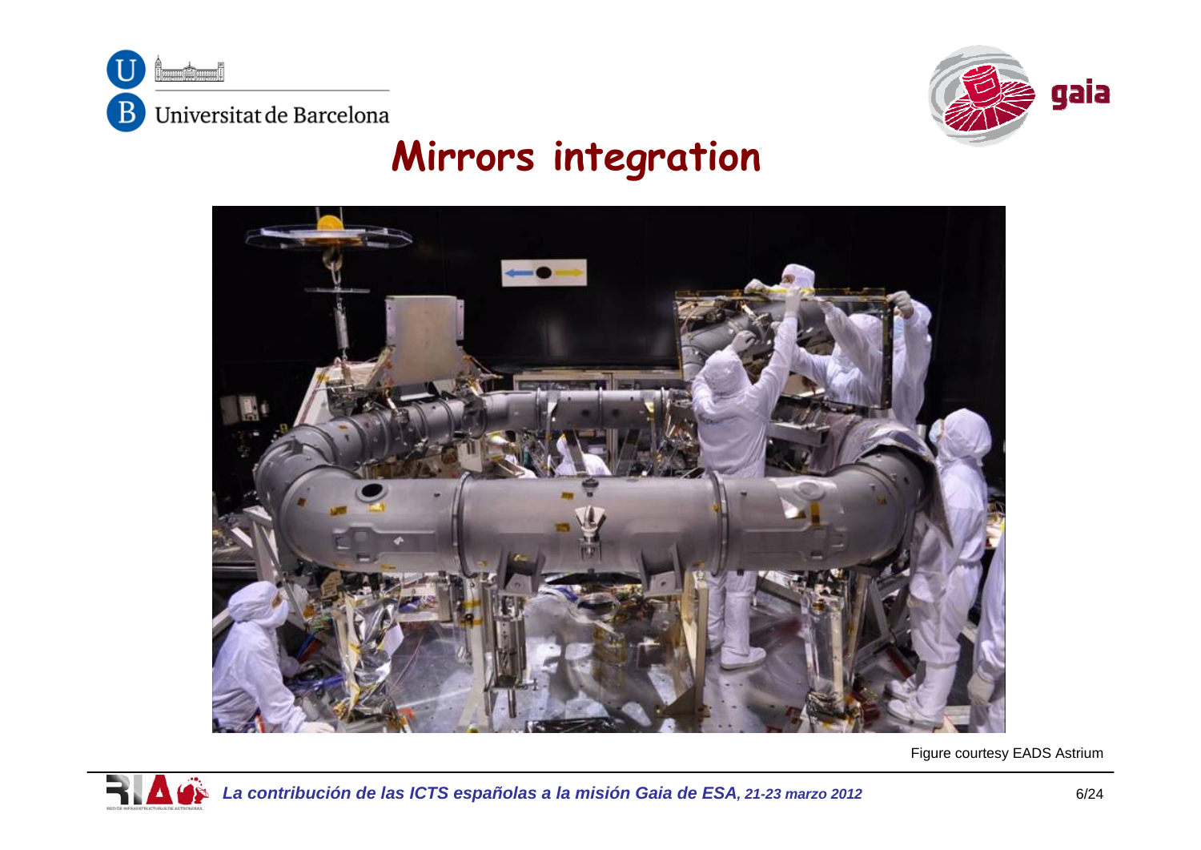# Mirrors integration

Figure courtesy EADS Astrium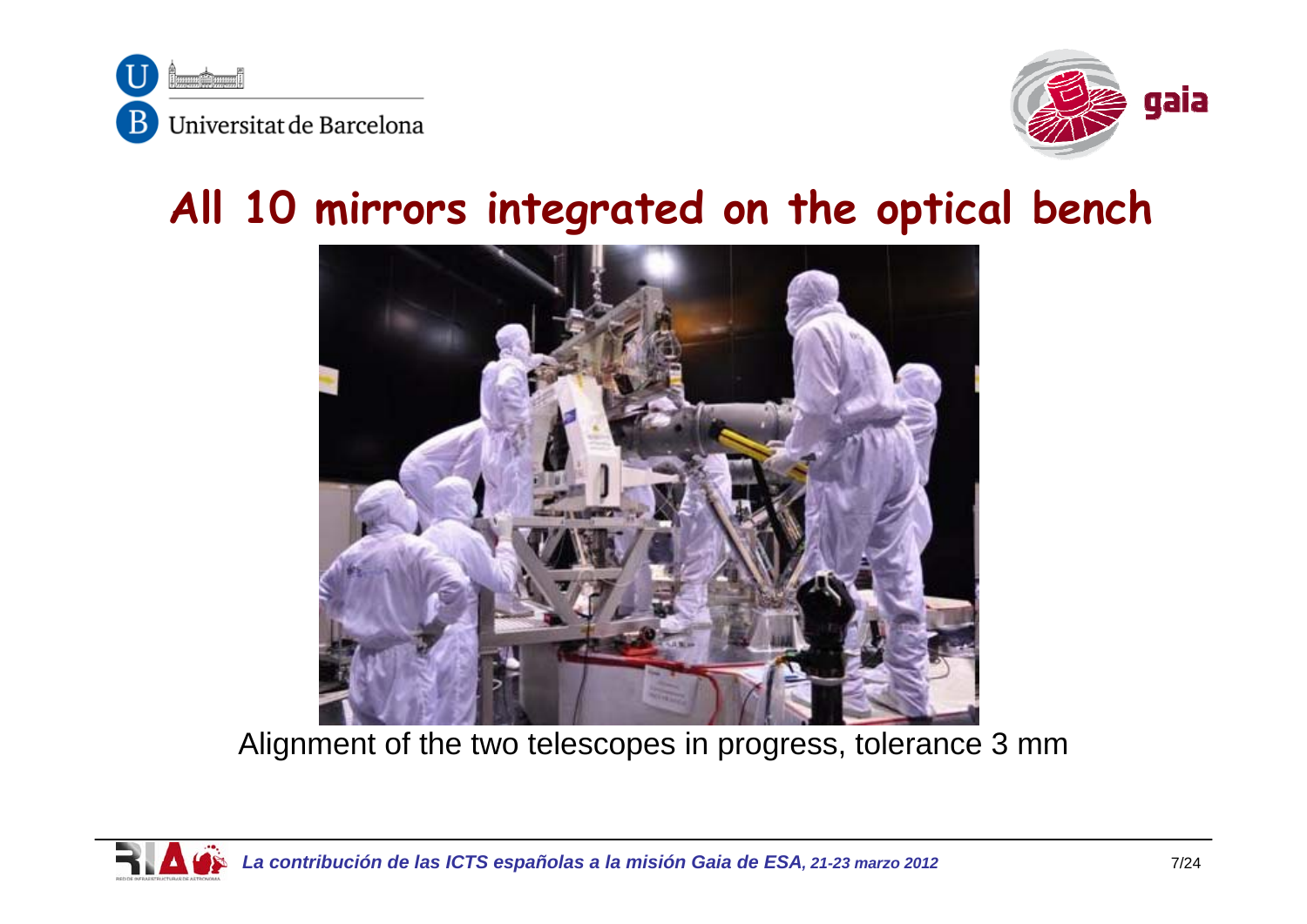# All 10 mirrors integrated on the optical bench

Alignment of the two telescopes in progress, tolerance 3 mm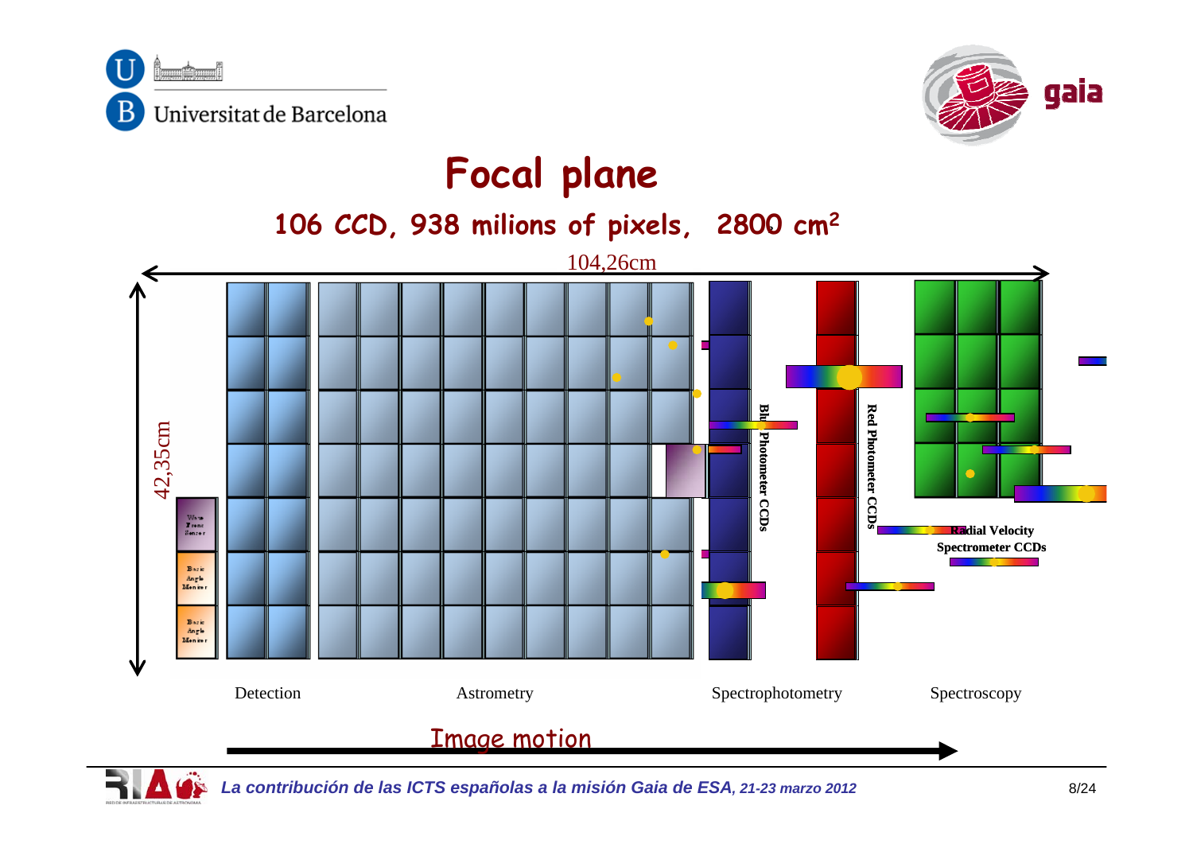# Focal plane

## 106 CCD, 938 milions of pixels, 2800 $cm^2$

104,26cm

42,35cm

Wave Front Sensor

Basic Angle Monitor

Basic Angle Monitor

Blue Photometer CCDs

Red Photometer CCDs

Radial Velocity Spectrometer CCDs

Detection

Astrometry

Spectrophotometry

Spectroscopy

Image motion

*La contribución de las ICTS españolas a la misión Gaia de ESA, 21-23 marzo 2012*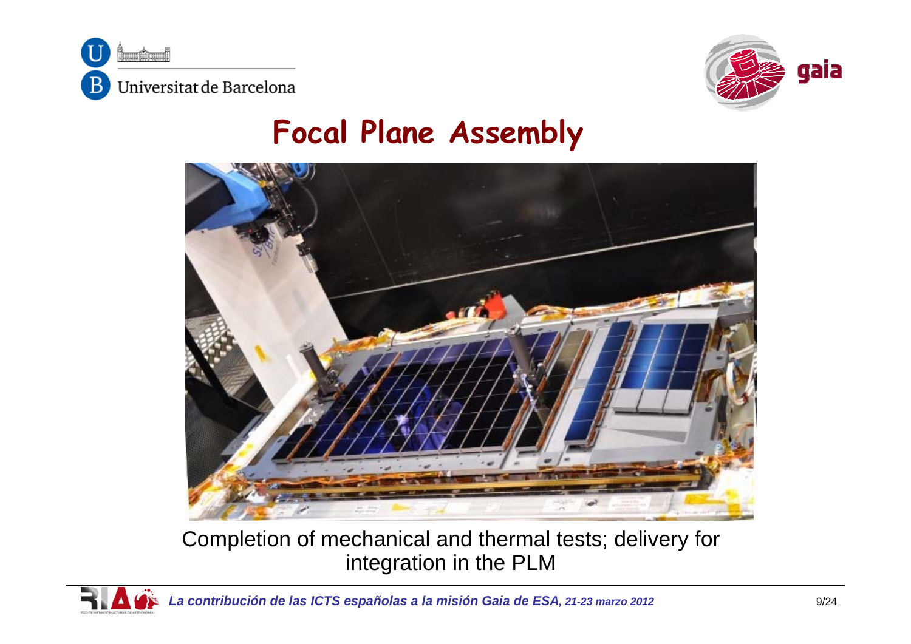# Focal Plane Assembly

Completion of mechanical and thermal tests; delivery for integration in the PLM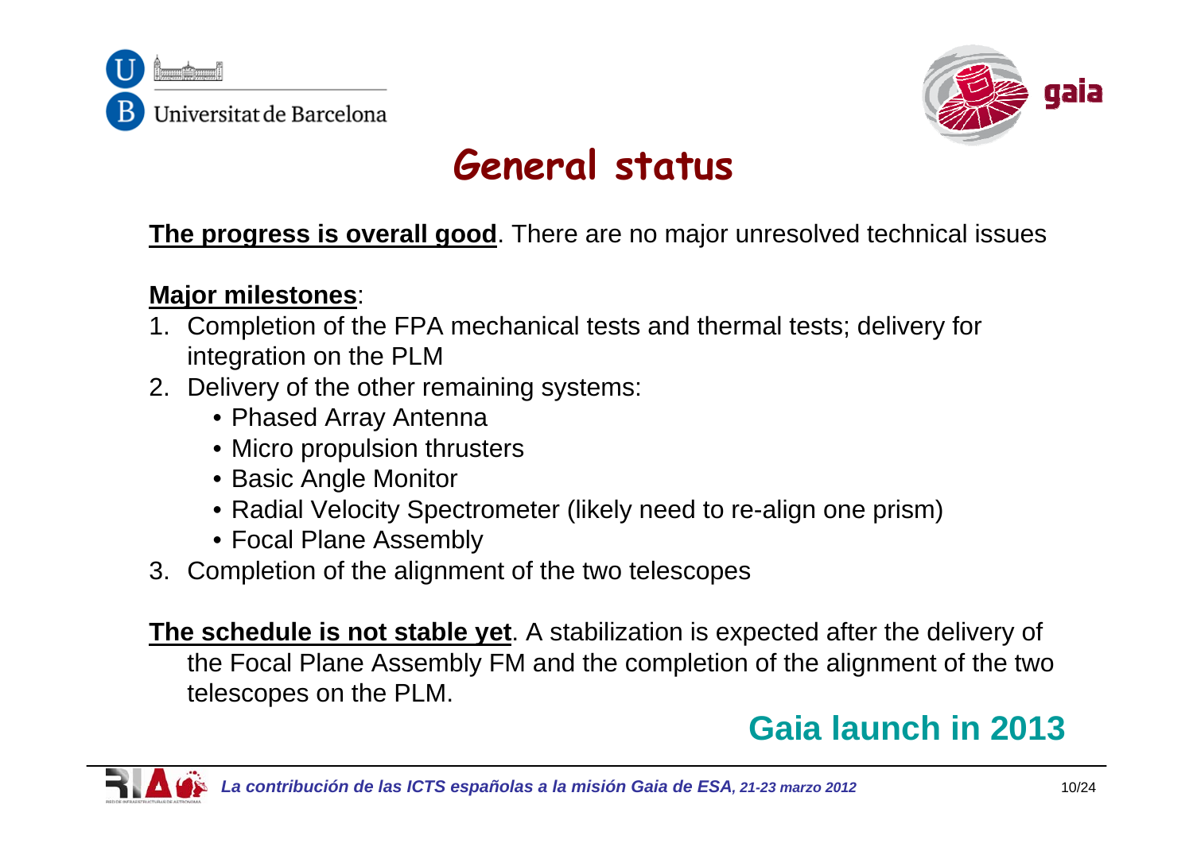# General status

**The progress is overall good**. There are no major unresolved technical issues

**Major milestones**:

1. Completion of the FPA mechanical tests and thermal tests; delivery for integration on the PLM
2. Delivery of the other remaining systems:
   - Phased Array Antenna
   - Micro propulsion thrusters
   - Basic Angle Monitor
   - Radial Velocity Spectrometer (likely need to re-align one prism)
   - Focal Plane Assembly
3. Completion of the alignment of the two telescopes

**The schedule is not stable yet**. A stabilization is expected after the delivery of the Focal Plane Assembly FM and the completion of the alignment of the two telescopes on the PLM.

**Gaia launch in 2013**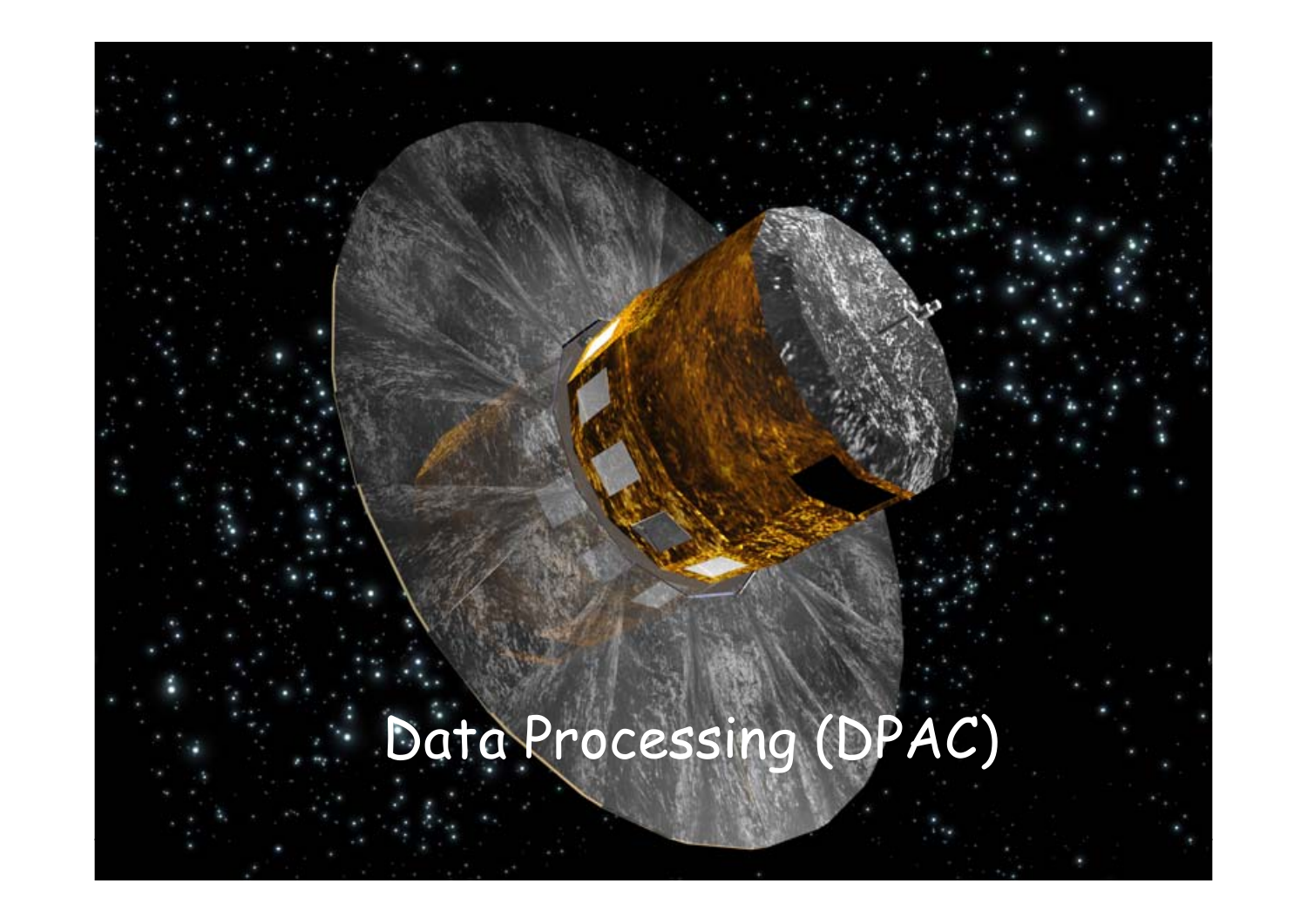# Data Processing (DPAC)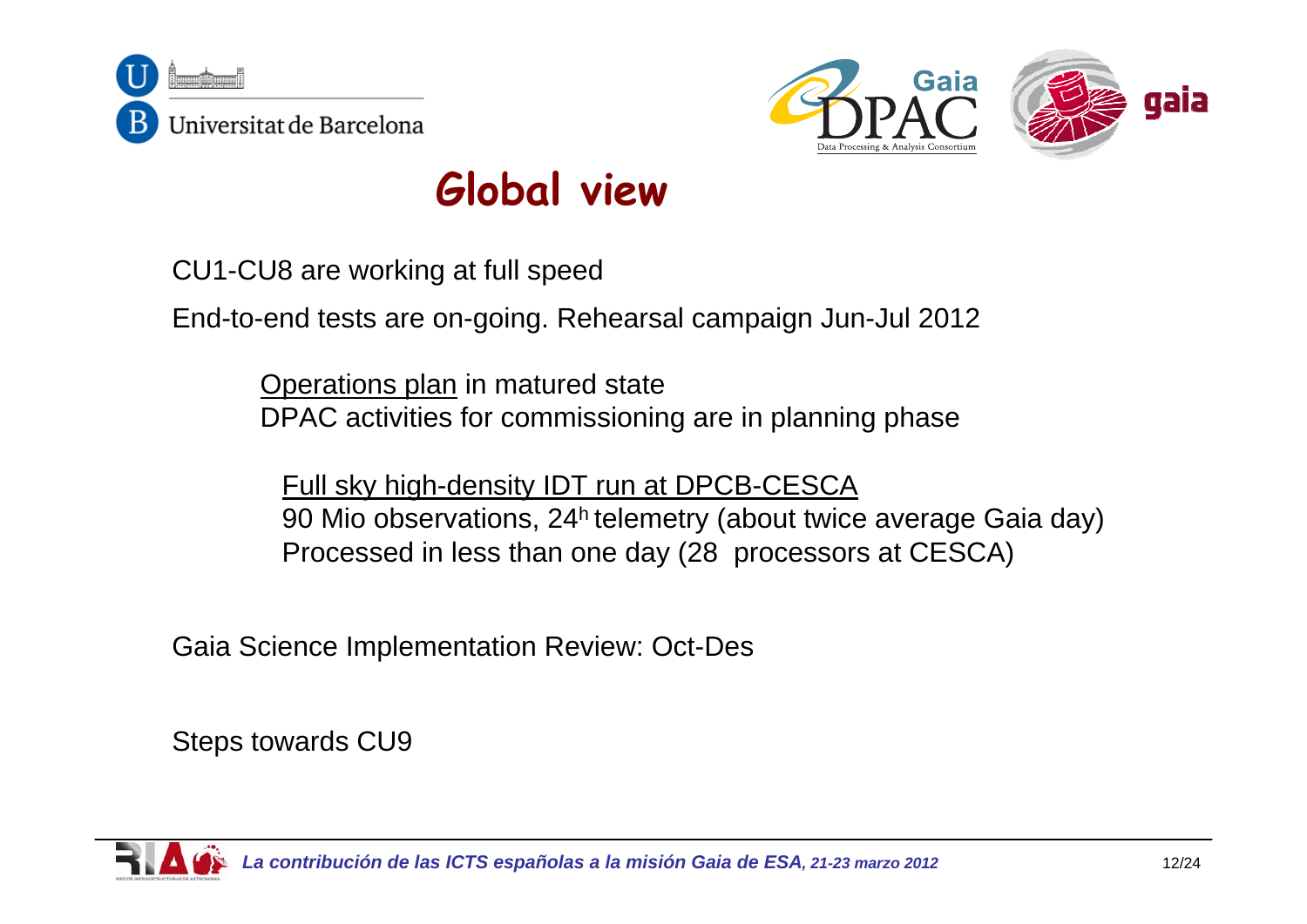# Global view

CU1-CU8 are working at full speed

End-to-end tests are on-going. Rehearsal campaign Jun-Jul 2012

> Operations plan in matured state
> DPAC activities for commissioning are in planning phase

> Full sky high-density IDT run at DPCB-CESCA
> 90 Mio observations, $24^h$ telemetry (about twice average Gaia day)
> Processed in less than one day (28 processors at CESCA)

Gaia Science Implementation Review: Oct-Des

Steps towards CU9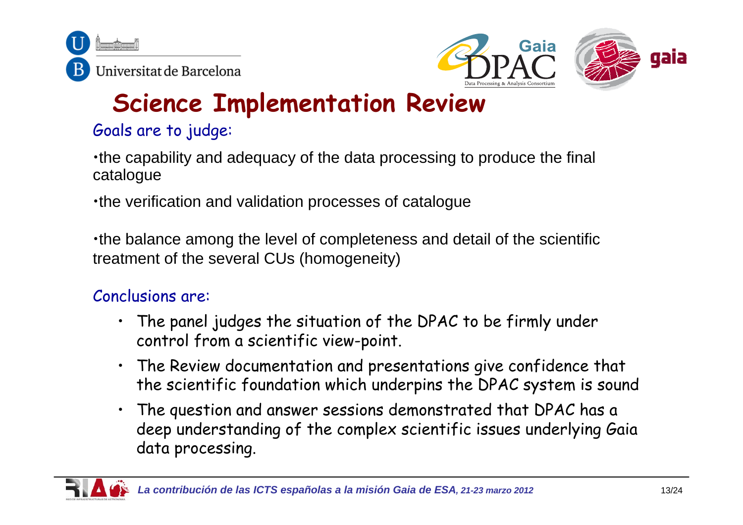# Science Implementation Review

Goals are to judge:

- the capability and adequacy of the data processing to produce the final catalogue
- the verification and validation processes of catalogue
- the balance among the level of completeness and detail of the scientific treatment of the several CUs (homogeneity)

Conclusions are:

- The panel judges the situation of the DPAC to be firmly under control from a scientific view-point.
- The Review documentation and presentations give confidence that the scientific foundation which underpins the DPAC system is sound
- The question and answer sessions demonstrated that DPAC has a deep understanding of the complex scientific issues underlying Gaia data processing.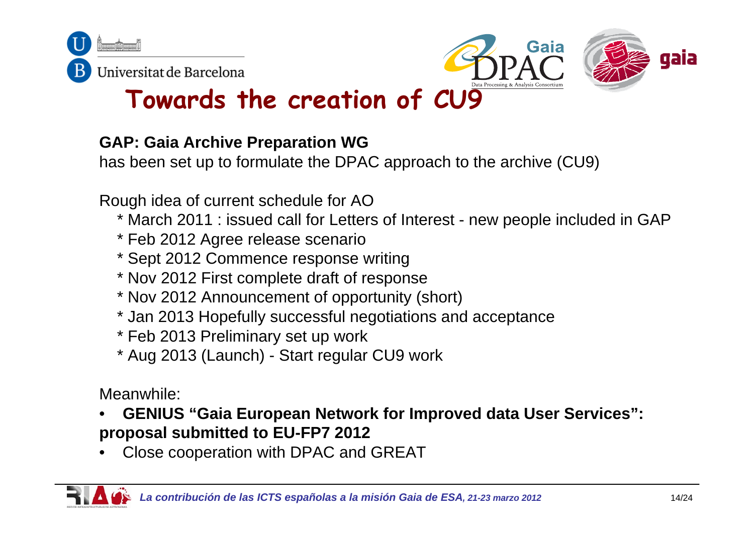# Towards the creation of CU9

**GAP: Gaia Archive Preparation WG**
has been set up to formulate the DPAC approach to the archive (CU9)

Rough idea of current schedule for AO

- * March 2011 : issued call for Letters of Interest - new people included in GAP
- * Feb 2012 Agree release scenario
- * Sept 2012 Commence response writing
- * Nov 2012 First complete draft of response
- * Nov 2012 Announcement of opportunity (short)
- * Jan 2013 Hopefully successful negotiations and acceptance
- * Feb 2013 Preliminary set up work
- * Aug 2013 (Launch) - Start regular CU9 work

Meanwhile:

- **GENIUS "Gaia European Network for Improved data User Services": proposal submitted to EU-FP7 2012**
- Close cooperation with DPAC and GREAT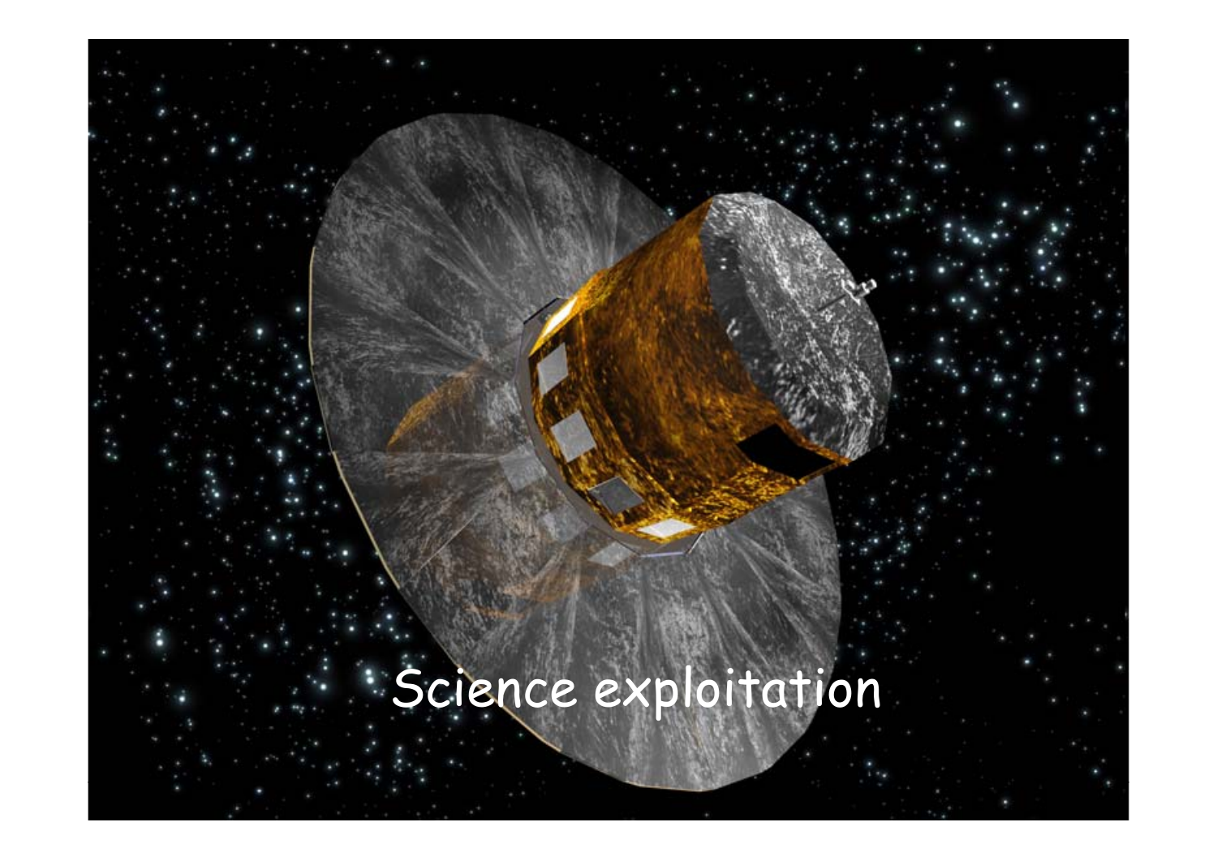Science exploitation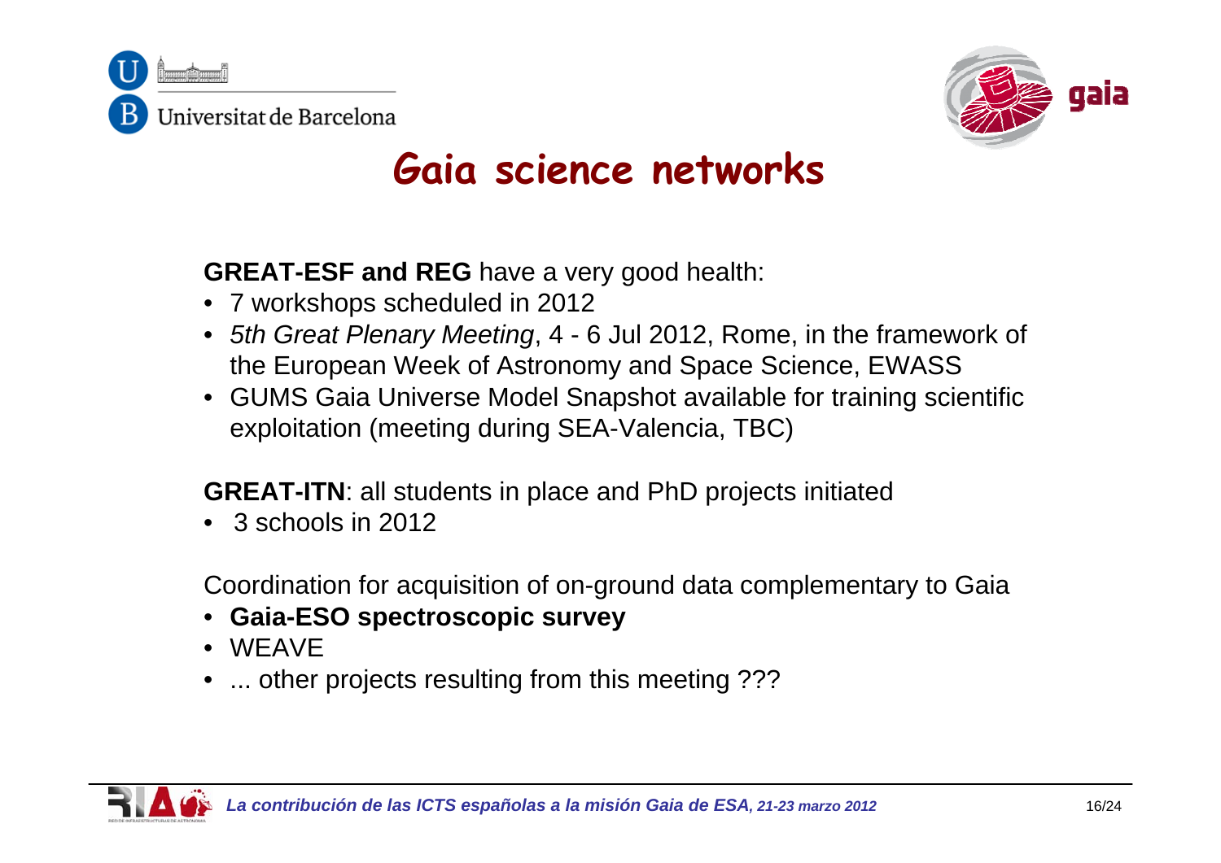# Gaia science networks

**GREAT-ESF and REG** have a very good health:

- 7 workshops scheduled in 2012
- *5th Great Plenary Meeting*, 4 - 6 Jul 2012, Rome, in the framework of the European Week of Astronomy and Space Science, EWASS
- GUMS Gaia Universe Model Snapshot available for training scientific exploitation (meeting during SEA-Valencia, TBC)

**GREAT-ITN**: all students in place and PhD projects initiated

- 3 schools in 2012

Coordination for acquisition of on-ground data complementary to Gaia

- **Gaia-ESO spectroscopic survey**
- WEAVE
- ... other projects resulting from this meeting ???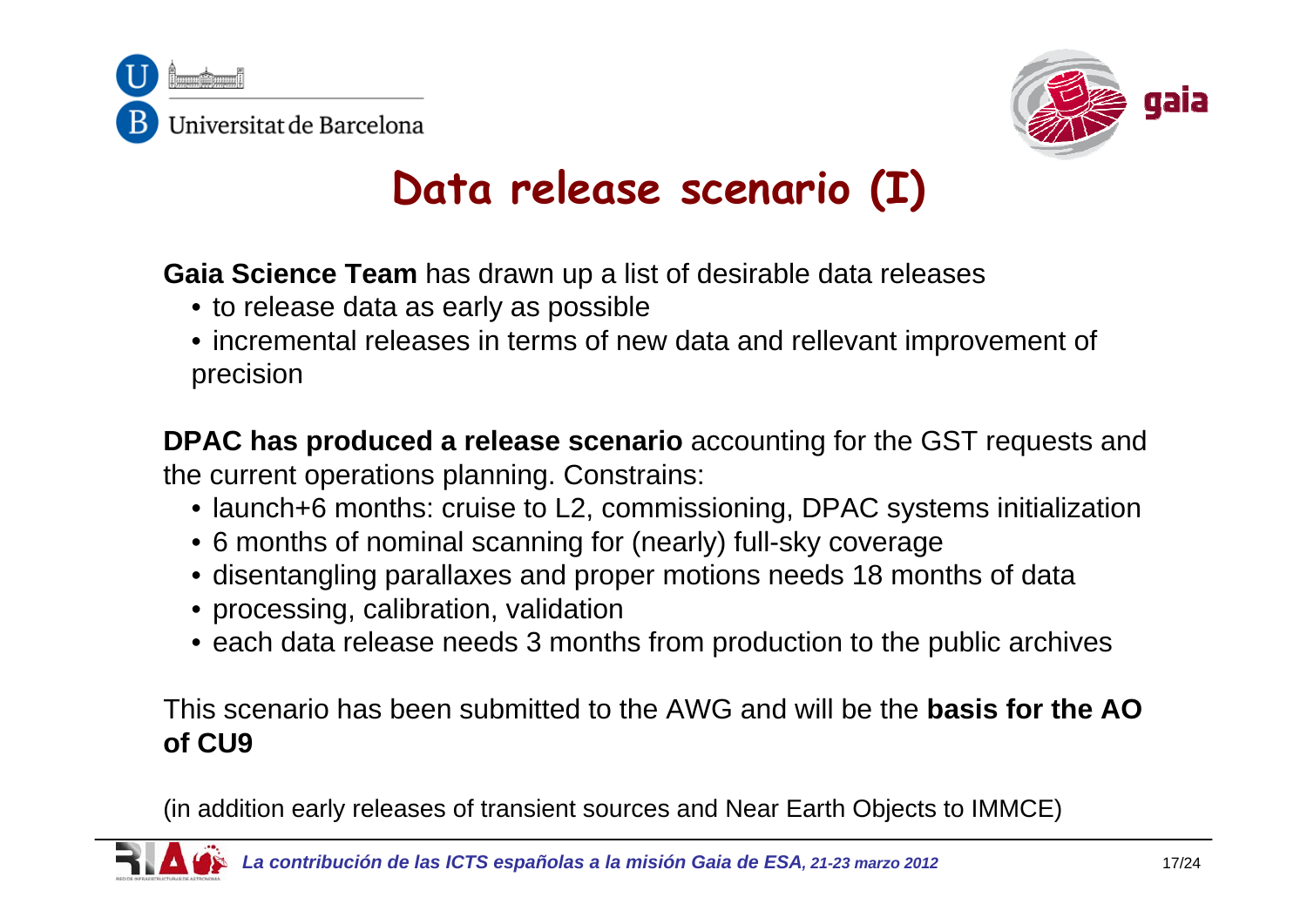# Data release scenario (I)

**Gaia Science Team** has drawn up a list of desirable data releases

- to release data as early as possible
- incremental releases in terms of new data and rellevant improvement of precision

**DPAC has produced a release scenario** accounting for the GST requests and the current operations planning. Constrains:

- launch+6 months: cruise to L2, commissioning, DPAC systems initialization
- 6 months of nominal scanning for (nearly) full-sky coverage
- disentangling parallaxes and proper motions needs 18 months of data
- processing, calibration, validation
- each data release needs 3 months from production to the public archives

This scenario has been submitted to the AWG and will be the **basis for the AO of CU9**

(in addition early releases of transient sources and Near Earth Objects to IMMCE)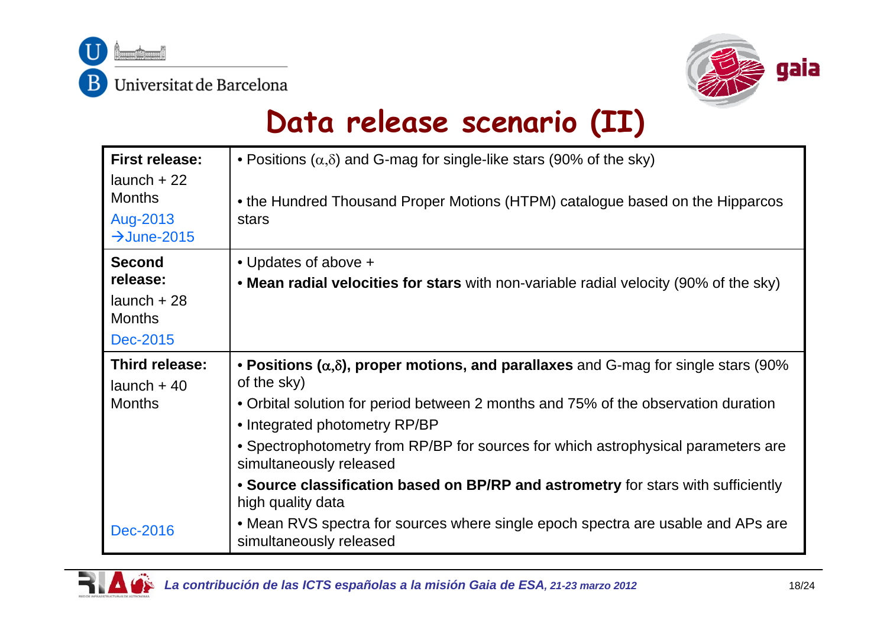# Data release scenario (II)

| | |
|---|---|
| **First release:** launch + 22 Months Aug-2013 →June-2015 | • Positions ($\alpha$,$\delta$) and G-mag for single-like stars (90% of the sky)<br><br>• the Hundred Thousand Proper Motions (HTPM) catalogue based on the Hipparcos stars |
| **Second release:** launch + 28 Months Dec-2015 | • Updates of above +<br>• **Mean radial velocities for stars** with non-variable radial velocity (90% of the sky) |
| **Third release:** launch + 40 Months Dec-2016 | • **Positions ($\alpha$,$\delta$), proper motions, and parallaxes** and G-mag for single stars (90% of the sky)<br>• Orbital solution for period between 2 months and 75% of the observation duration<br>• Integrated photometry RP/BP<br>• Spectrophotometry from RP/BP for sources for which astrophysical parameters are simultaneously released<br>• **Source classification based on BP/RP and astrometry** for stars with sufficiently high quality data<br>• Mean RVS spectra for sources where single epoch spectra are usable and APs are simultaneously released |

*La contribución de las ICTS españolas a la misión Gaia de ESA, 21-23 marzo 2012*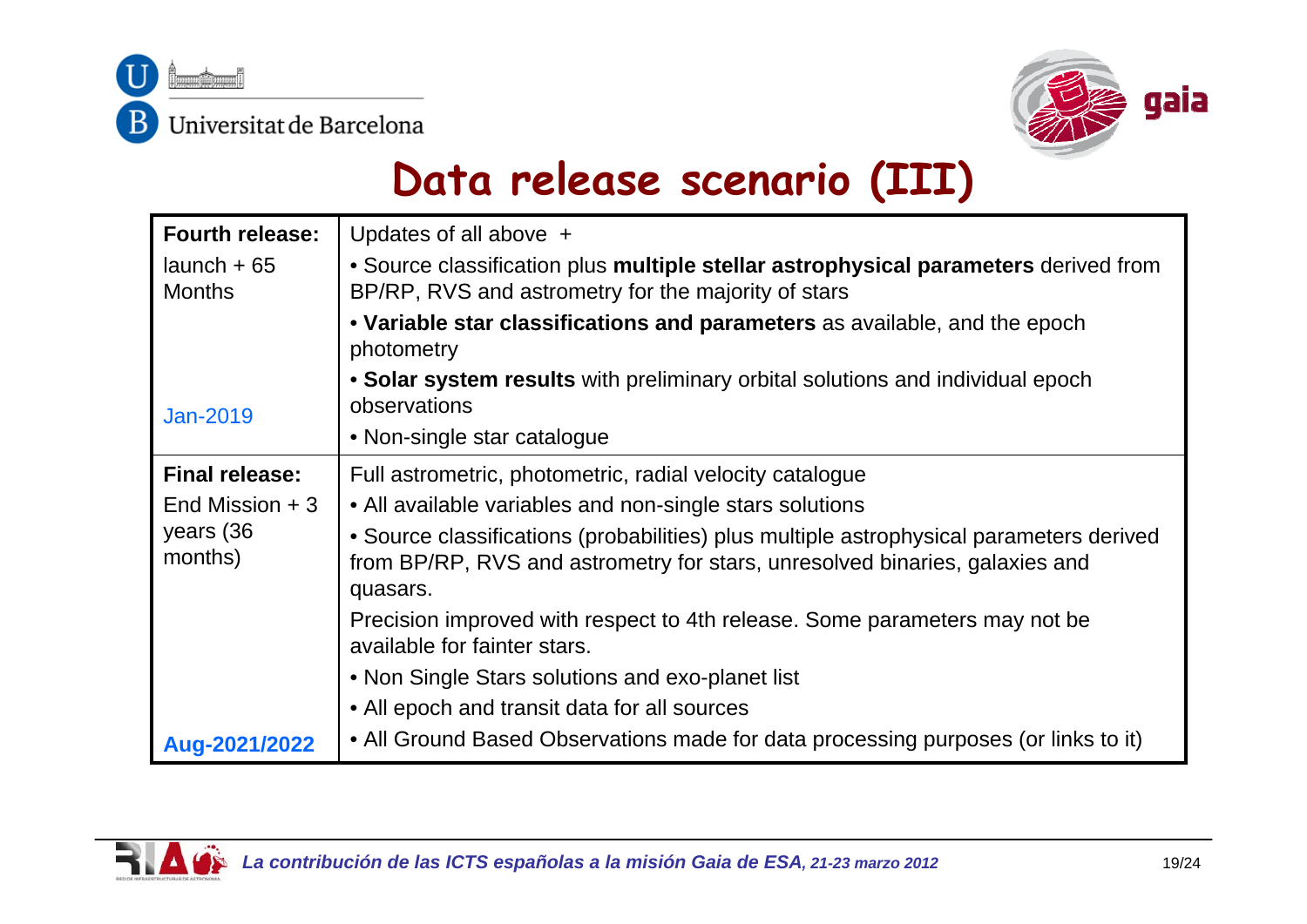# Data release scenario (III)

| | |
|---|---|
| **Fourth release:**<br>launch + 65 Months<br><br>Jan-2019 | Updates of all above +<br>• Source classification plus **multiple stellar astrophysical parameters** derived from BP/RP, RVS and astrometry for the majority of stars<br>• **Variable star classifications and parameters** as available, and the epoch photometry<br>• **Solar system results** with preliminary orbital solutions and individual epoch observations<br>• Non-single star catalogue |
| **Final release:**<br>End Mission + 3 years (36 months)<br><br>**Aug-2021/2022** | Full astrometric, photometric, radial velocity catalogue<br>• All available variables and non-single stars solutions<br>• Source classifications (probabilities) plus multiple astrophysical parameters derived from BP/RP, RVS and astrometry for stars, unresolved binaries, galaxies and quasars.<br>Precision improved with respect to 4th release. Some parameters may not be available for fainter stars.<br>• Non Single Stars solutions and exo-planet list<br>• All epoch and transit data for all sources<br>• All Ground Based Observations made for data processing purposes (or links to it) |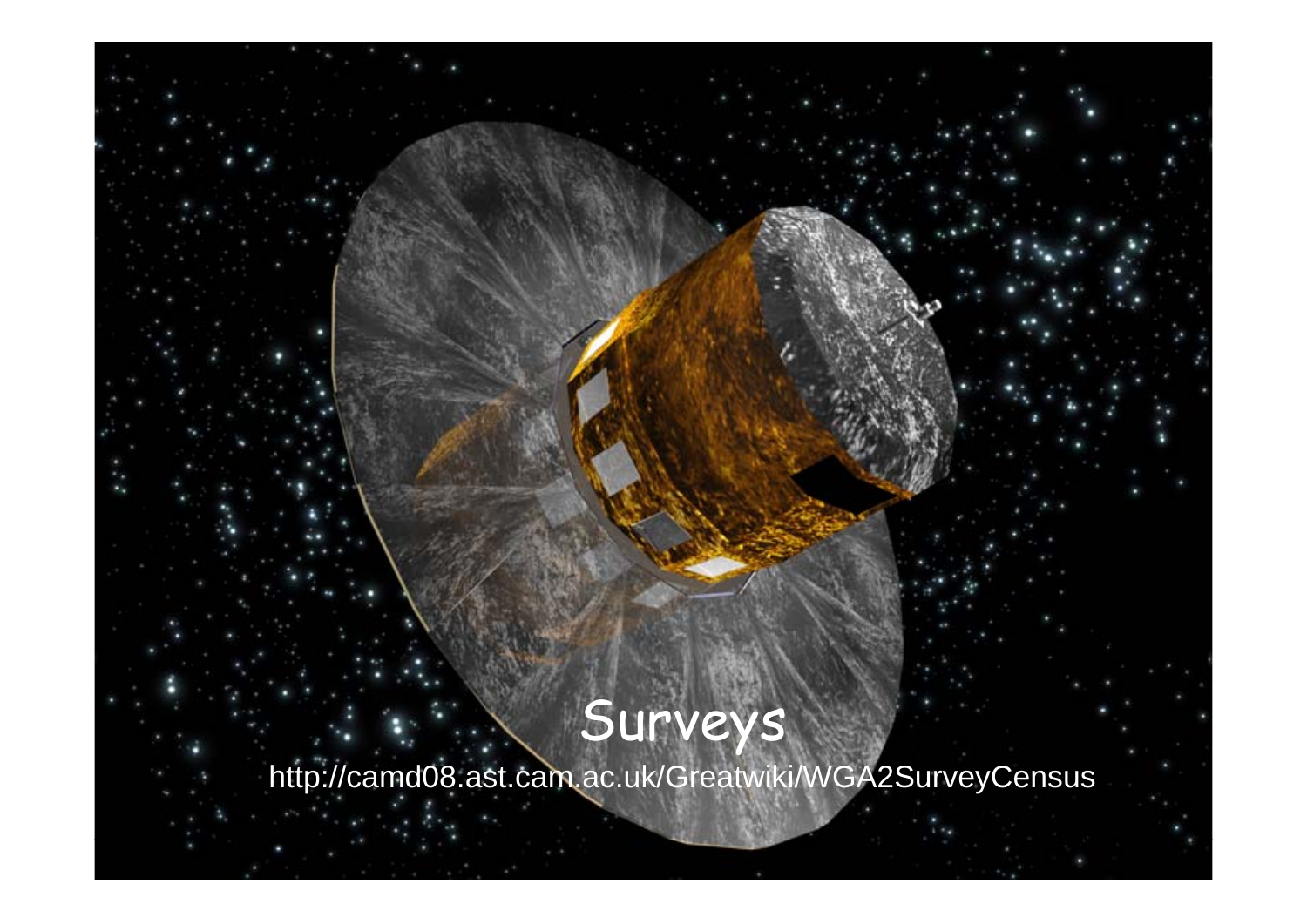# Surveys

http://camd08.ast.cam.ac.uk/Greatwiki/WGA2SurveyCensus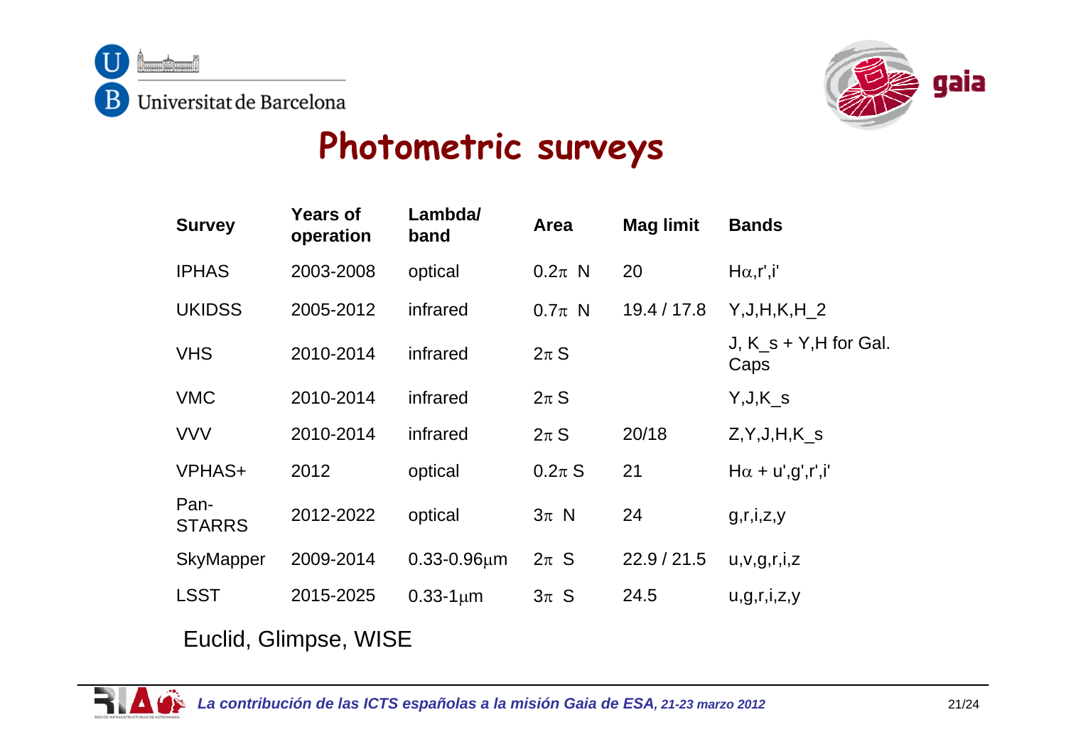# Photometric surveys

| Survey | Years of operation | Lambda/ band | Area | Mag limit | Bands |
|---|---|---|---|---|---|
| IPHAS | 2003-2008 | optical | $0.2\pi$ N | 20 | $H\alpha$,r',i' |
| UKIDSS | 2005-2012 | infrared | $0.7\pi$ N | 19.4 / 17.8 | Y,J,H,K,H_2 |
| VHS | 2010-2014 | infrared | $2\pi$ S | | J, K_s + Y,H for Gal. Caps |
| VMC | 2010-2014 | infrared | $2\pi$ S | | Y,J,K_s |
| VVV | 2010-2014 | infrared | $2\pi$ S | 20/18 | Z,Y,J,H,K_s |
| VPHAS+ | 2012 | optical | $0.2\pi$ S | 21 | $H\alpha$ + u',g',r',i' |
| Pan-STARRS | 2012-2022 | optical | $3\pi$ N | 24 | g,r,i,z,y |
| SkyMapper | 2009-2014 | 0.33-0.96$\mu$m | $2\pi$ S | 22.9 / 21.5 | u,v,g,r,i,z |
| LSST | 2015-2025 | 0.33-1$\mu$m | $3\pi$ S | 24.5 | u,g,r,i,z,y |

Euclid, Glimpse, WISE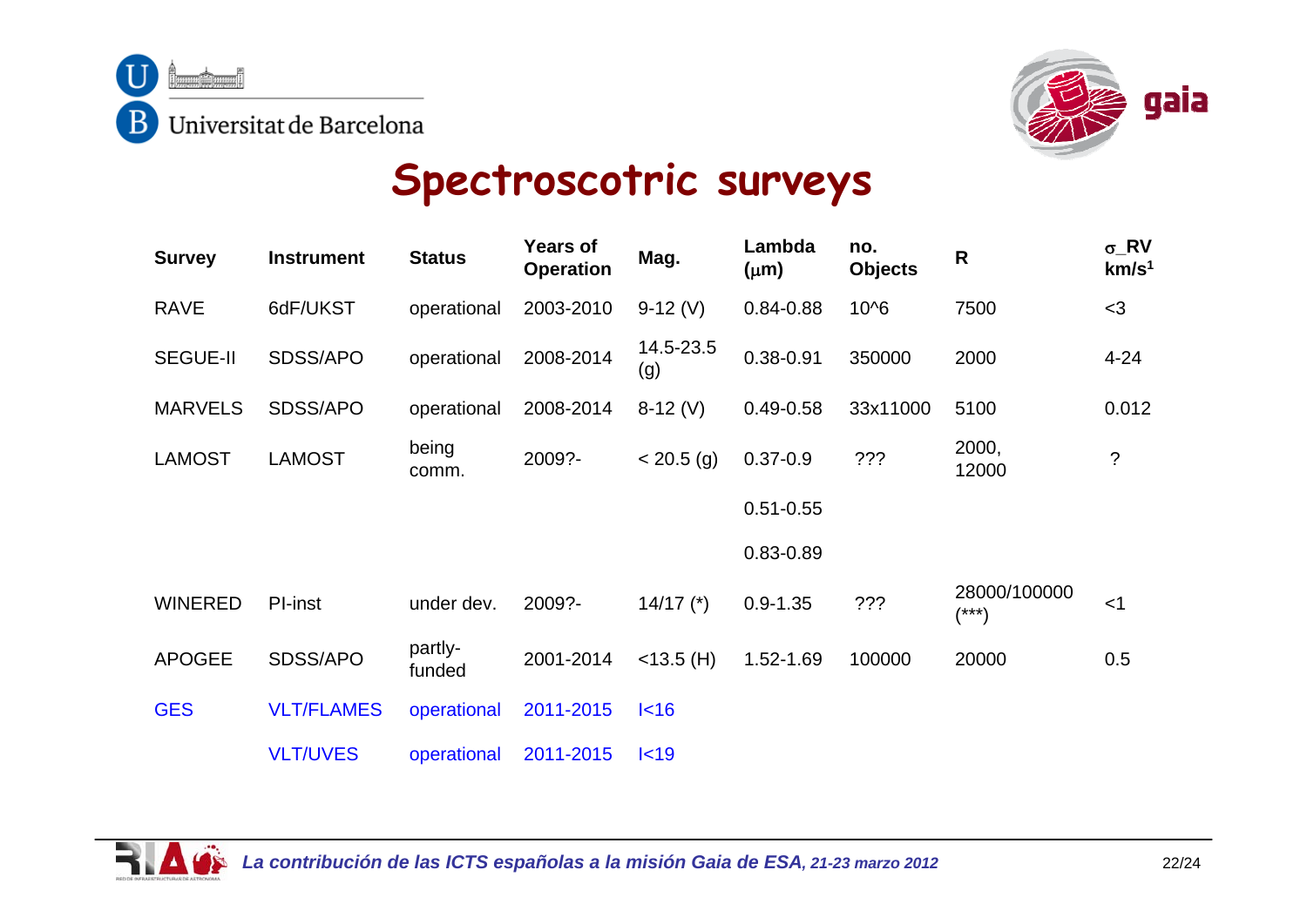# Spectroscotric surveys

| Survey | Instrument | Status | Years of Operation | Mag. | Lambda ($\mu$m) | no. Objects | R | $\sigma$_RV km/s[1] |
|---|---|---|---|---|---|---|---|---|
| RAVE | 6dF/UKST | operational | 2003-2010 | 9-12 (V) | 0.84-0.88 | 10^6 | 7500 | <3 |
| SEGUE-II | SDSS/APO | operational | 2008-2014 | 14.5-23.5 (g) | 0.38-0.91 | 350000 | 2000 | 4-24 |
| MARVELS | SDSS/APO | operational | 2008-2014 | 8-12 (V) | 0.49-0.58 | 33x11000 | 5100 | 0.012 |
| LAMOST | LAMOST | being comm. | 2009?- | < 20.5 (g) | 0.37-0.9 | ??? | 2000, 12000 | ? |
| | | | | | 0.51-0.55 | | | |
| | | | | | 0.83-0.89 | | | |
| WINERED | PI-inst | under dev. | 2009?- | 14/17 (*) | 0.9-1.35 | ??? | 28000/100000 (***) | <1 |
| APOGEE | SDSS/APO | partly-funded | 2001-2014 | <13.5 (H) | 1.52-1.69 | 100000 | 20000 | 0.5 |
| GES | VLT/FLAMES | operational | 2011-2015 | I<16 | | | | |
| | VLT/UVES | operational | 2011-2015 | I<19 | | | | |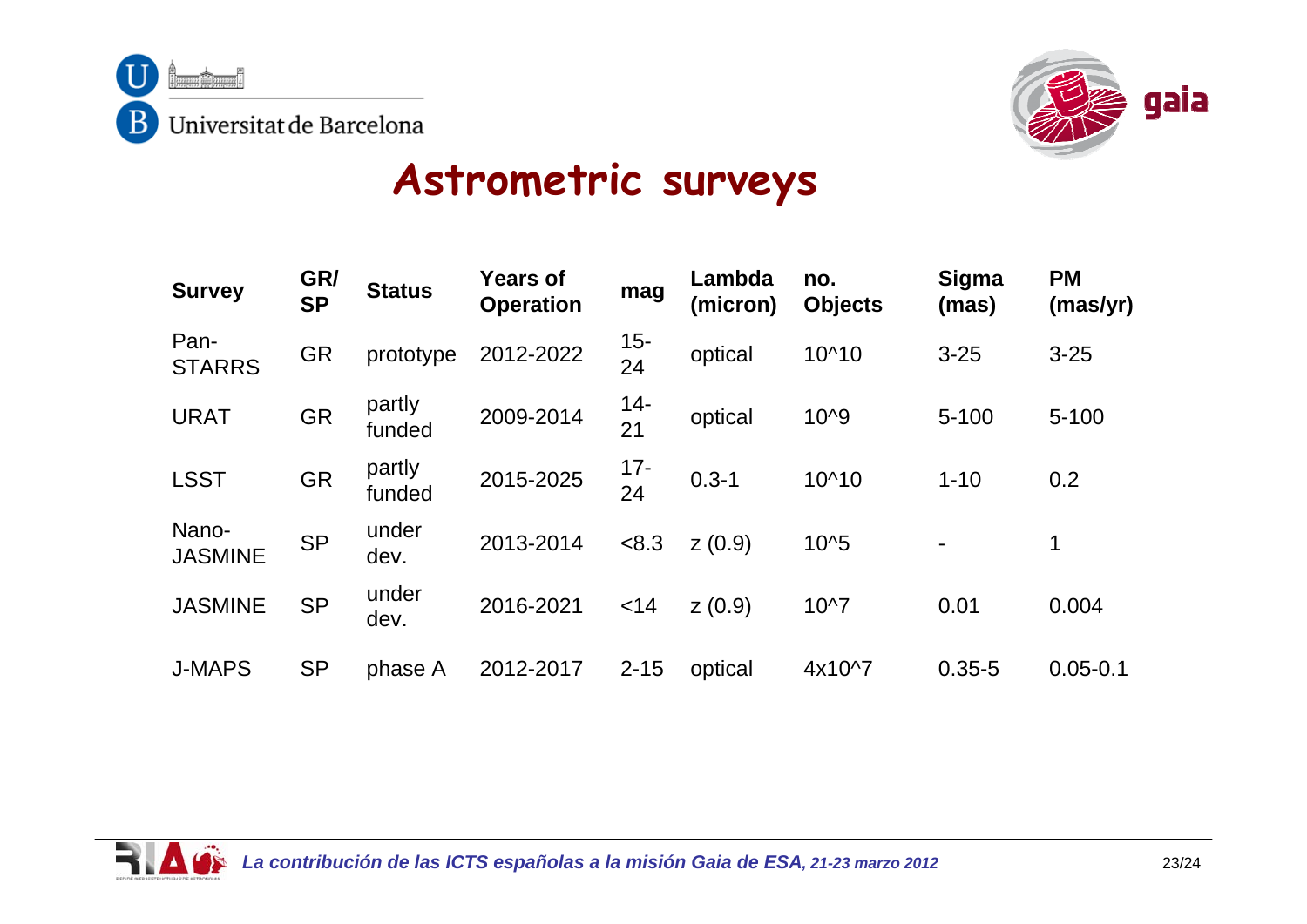# Astrometric surveys

| Survey | GR/ SP | Status | Years of Operation | mag | Lambda (micron) | no. Objects | Sigma (mas) | PM (mas/yr) |
|---|---|---|---|---|---|---|---|---|
| Pan-STARRS | GR | prototype | 2012-2022 | 15-24 | optical | 10^10 | 3-25 | 3-25 |
| URAT | GR | partly funded | 2009-2014 | 14-21 | optical | 10^9 | 5-100 | 5-100 |
| LSST | GR | partly funded | 2015-2025 | 17-24 | 0.3-1 | 10^10 | 1-10 | 0.2 |
| Nano-JASMINE | SP | under dev. | 2013-2014 | <8.3 | z (0.9) | 10^5 | - | 1 |
| JASMINE | SP | under dev. | 2016-2021 | <14 | z (0.9) | 10^7 | 0.01 | 0.004 |
| J-MAPS | SP | phase A | 2012-2017 | 2-15 | optical | 4x10^7 | 0.35-5 | 0.05-0.1 |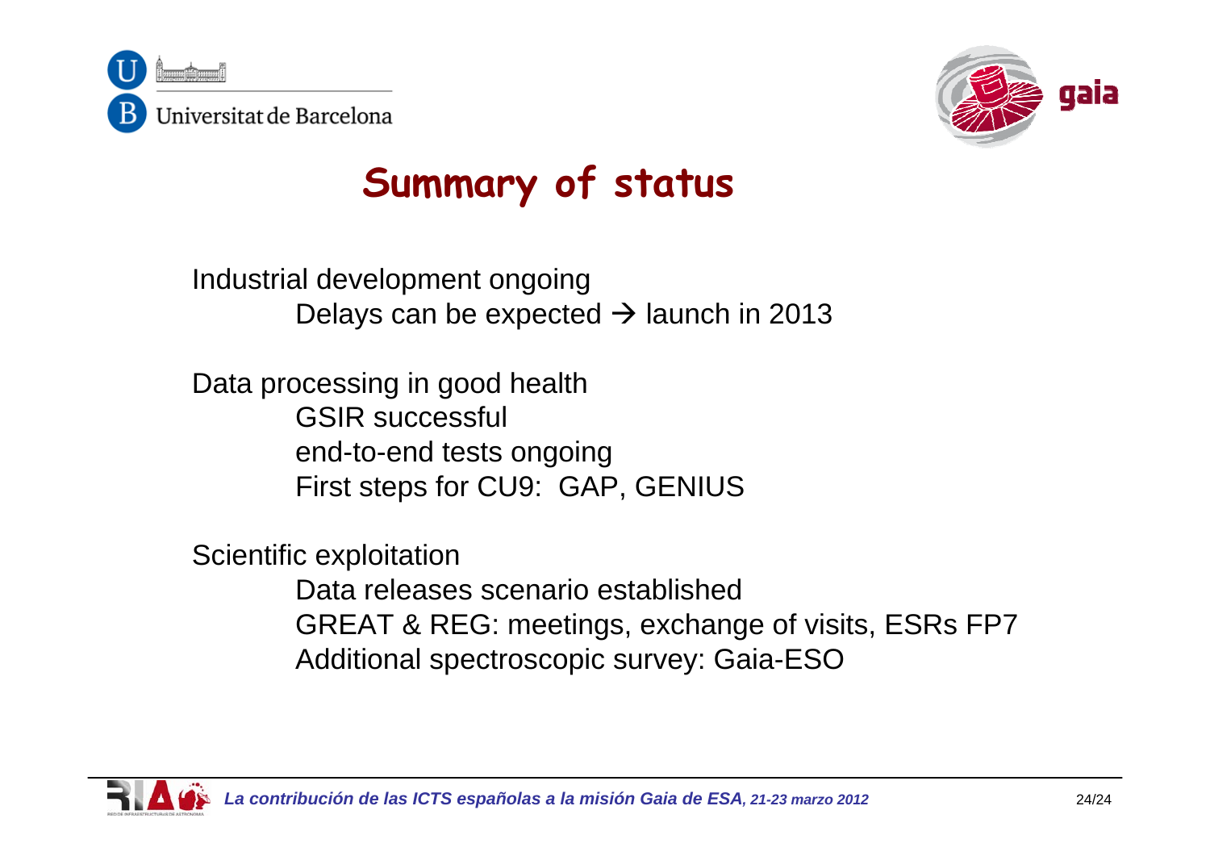# Summary of status

Industrial development ongoing

- Delays can be expected → launch in 2013

Data processing in good health

- GSIR successful
- end-to-end tests ongoing
- First steps for CU9: GAP, GENIUS

Scientific exploitation

- Data releases scenario established
- GREAT & REG: meetings, exchange of visits, ESRs FP7
- Additional spectroscopic survey: Gaia-ESO